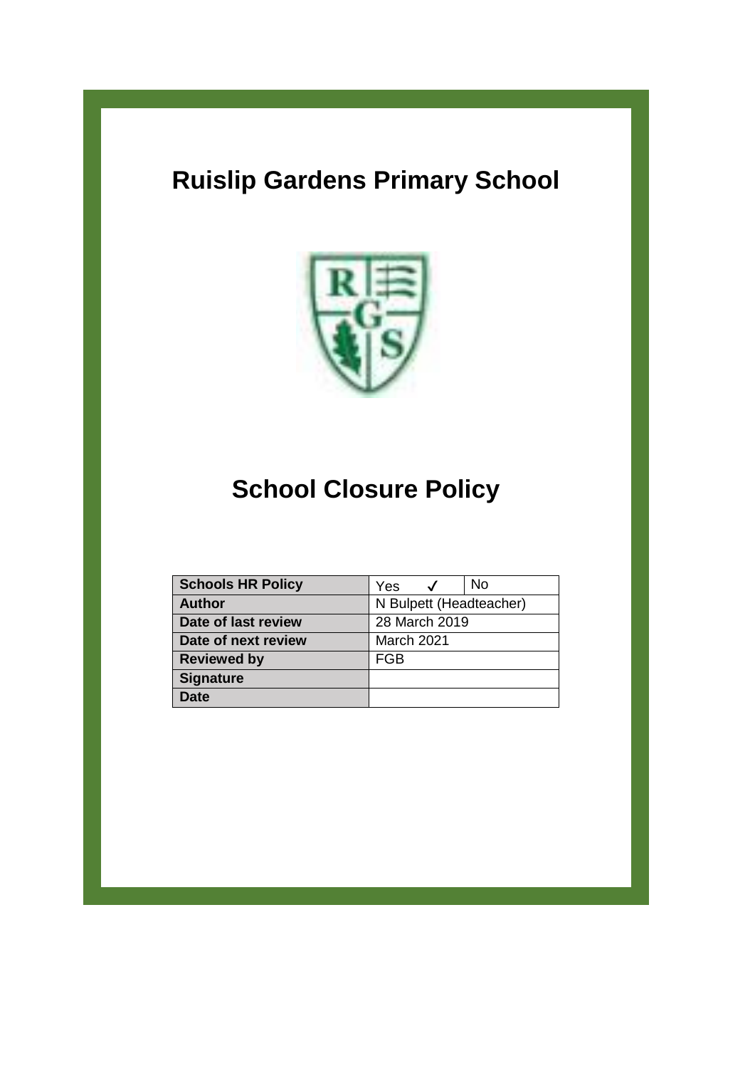# Ruislip Gardens Primary School

# School Closure Policy

| Schools HR Policy | Yes ✓ | No |
| --- | --- | --- |
| Author | N Bulpett (Headteacher) | |
| Date of last review | 28 March 2019 | |
| Date of next review | March 2021 | |
| Reviewed by | FGB | |
| Signature | | |
| Date | | |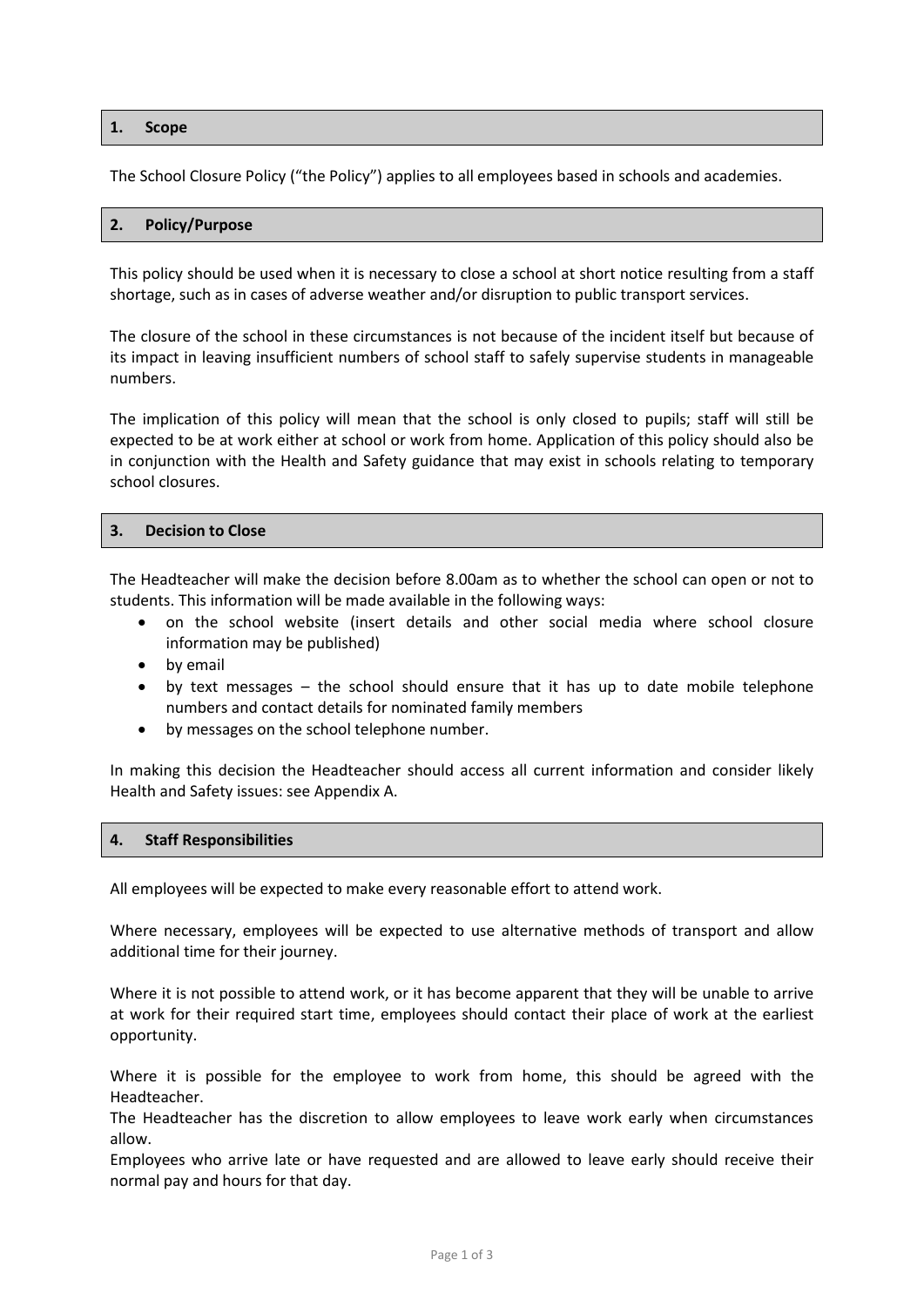## 1. Scope

The School Closure Policy ("the Policy") applies to all employees based in schools and academies.

## 2. Policy/Purpose

This policy should be used when it is necessary to close a school at short notice resulting from a staff shortage, such as in cases of adverse weather and/or disruption to public transport services.

The closure of the school in these circumstances is not because of the incident itself but because of its impact in leaving insufficient numbers of school staff to safely supervise students in manageable numbers.

The implication of this policy will mean that the school is only closed to pupils; staff will still be expected to be at work either at school or work from home. Application of this policy should also be in conjunction with the Health and Safety guidance that may exist in schools relating to temporary school closures.

## 3. Decision to Close

The Headteacher will make the decision before 8.00am as to whether the school can open or not to students. This information will be made available in the following ways:

- on the school website (insert details and other social media where school closure information may be published)
- by email
- by text messages – the school should ensure that it has up to date mobile telephone numbers and contact details for nominated family members
- by messages on the school telephone number.

In making this decision the Headteacher should access all current information and consider likely Health and Safety issues: see Appendix A.

## 4. Staff Responsibilities

All employees will be expected to make every reasonable effort to attend work.

Where necessary, employees will be expected to use alternative methods of transport and allow additional time for their journey.

Where it is not possible to attend work, or it has become apparent that they will be unable to arrive at work for their required start time, employees should contact their place of work at the earliest opportunity.

Where it is possible for the employee to work from home, this should be agreed with the Headteacher.
The Headteacher has the discretion to allow employees to leave work early when circumstances allow.
Employees who arrive late or have requested and are allowed to leave early should receive their normal pay and hours for that day.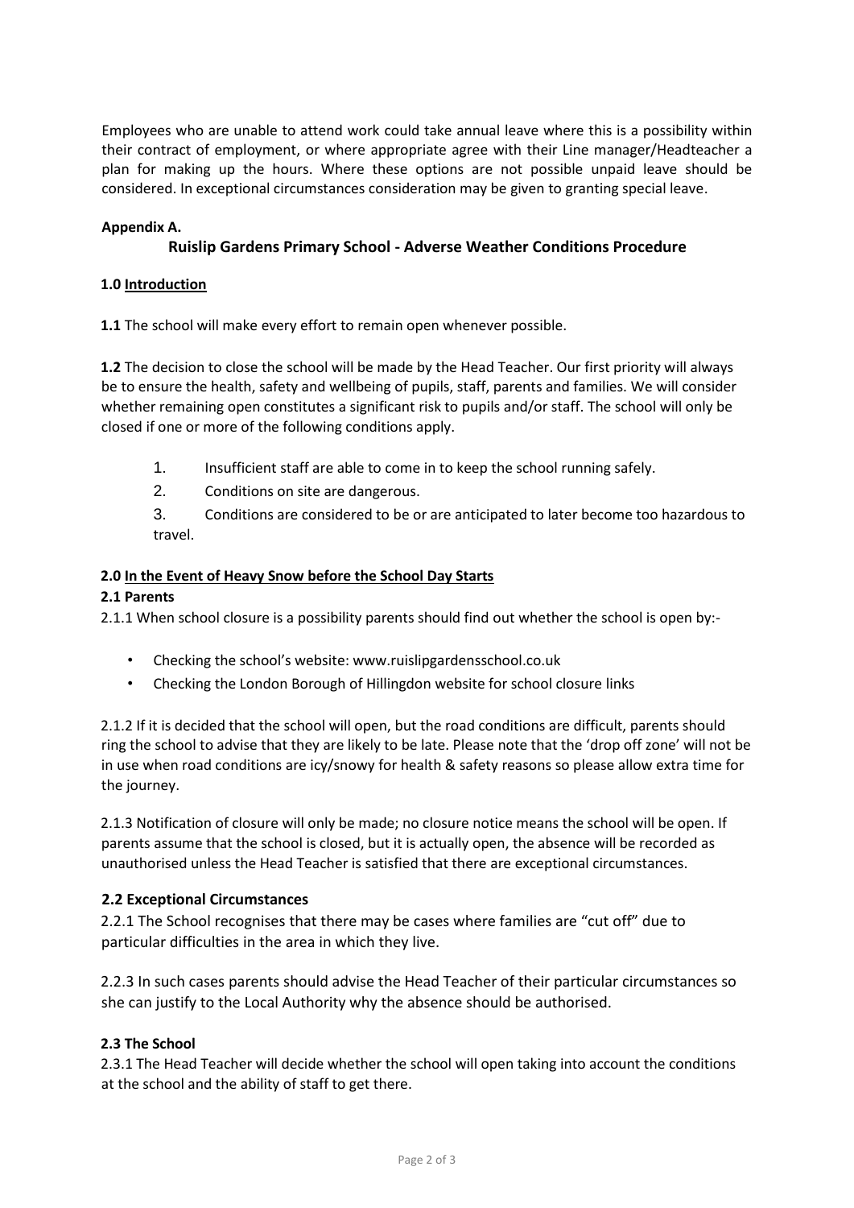Employees who are unable to attend work could take annual leave where this is a possibility within their contract of employment, or where appropriate agree with their Line manager/Headteacher a plan for making up the hours. Where these options are not possible unpaid leave should be considered. In exceptional circumstances consideration may be given to granting special leave.

**Appendix A.**

## Ruislip Gardens Primary School - Adverse Weather Conditions Procedure

### 1.0 Introduction

**1.1** The school will make every effort to remain open whenever possible.

**1.2** The decision to close the school will be made by the Head Teacher. Our first priority will always be to ensure the health, safety and wellbeing of pupils, staff, parents and families. We will consider whether remaining open constitutes a significant risk to pupils and/or staff. The school will only be closed if one or more of the following conditions apply.

1. Insufficient staff are able to come in to keep the school running safely.
2. Conditions on site are dangerous.
3. Conditions are considered to be or are anticipated to later become too hazardous to travel.

### 2.0 In the Event of Heavy Snow before the School Day Starts

#### 2.1 Parents

2.1.1 When school closure is a possibility parents should find out whether the school is open by:-

- Checking the school's website: www.ruislipgardensschool.co.uk
- Checking the London Borough of Hillingdon website for school closure links

2.1.2 If it is decided that the school will open, but the road conditions are difficult, parents should ring the school to advise that they are likely to be late. Please note that the 'drop off zone' will not be in use when road conditions are icy/snowy for health & safety reasons so please allow extra time for the journey.

2.1.3 Notification of closure will only be made; no closure notice means the school will be open. If parents assume that the school is closed, but it is actually open, the absence will be recorded as unauthorised unless the Head Teacher is satisfied that there are exceptional circumstances.

#### 2.2 Exceptional Circumstances

2.2.1 The School recognises that there may be cases where families are "cut off" due to particular difficulties in the area in which they live.

2.2.3 In such cases parents should advise the Head Teacher of their particular circumstances so she can justify to the Local Authority why the absence should be authorised.

#### 2.3 The School

2.3.1 The Head Teacher will decide whether the school will open taking into account the conditions at the school and the ability of staff to get there.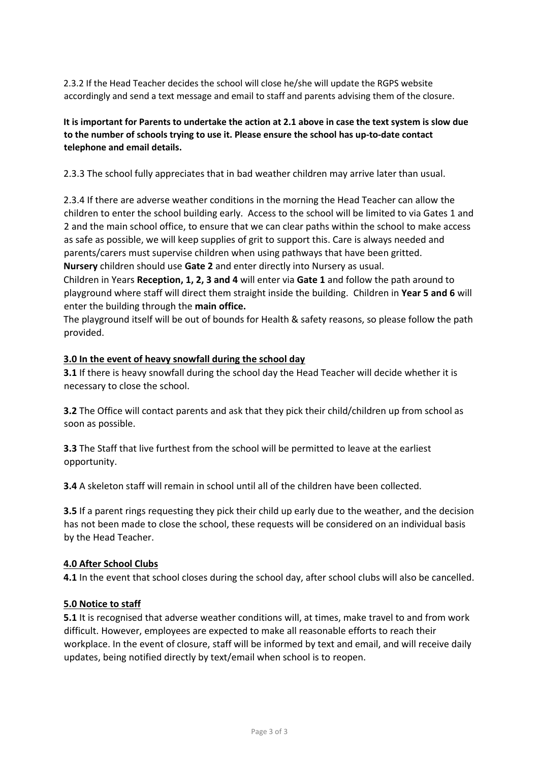2.3.2 If the Head Teacher decides the school will close he/she will update the RGPS website accordingly and send a text message and email to staff and parents advising them of the closure.

**It is important for Parents to undertake the action at 2.1 above in case the text system is slow due to the number of schools trying to use it. Please ensure the school has up-to-date contact telephone and email details.**

2.3.3 The school fully appreciates that in bad weather children may arrive later than usual.

2.3.4 If there are adverse weather conditions in the morning the Head Teacher can allow the children to enter the school building early. Access to the school will be limited to via Gates 1 and 2 and the main school office, to ensure that we can clear paths within the school to make access as safe as possible, we will keep supplies of grit to support this. Care is always needed and parents/carers must supervise children when using pathways that have been gritted.
**Nursery** children should use **Gate 2** and enter directly into Nursery as usual.
Children in Years **Reception, 1, 2, 3 and 4** will enter via **Gate 1** and follow the path around to playground where staff will direct them straight inside the building. Children in **Year 5 and 6** will enter the building through the **main office.**
The playground itself will be out of bounds for Health & safety reasons, so please follow the path provided.

## 3.0 In the event of heavy snowfall during the school day

**3.1** If there is heavy snowfall during the school day the Head Teacher will decide whether it is necessary to close the school.

**3.2** The Office will contact parents and ask that they pick their child/children up from school as soon as possible.

**3.3** The Staff that live furthest from the school will be permitted to leave at the earliest opportunity.

**3.4** A skeleton staff will remain in school until all of the children have been collected.

**3.5** If a parent rings requesting they pick their child up early due to the weather, and the decision has not been made to close the school, these requests will be considered on an individual basis by the Head Teacher.

## 4.0 After School Clubs

**4.1** In the event that school closes during the school day, after school clubs will also be cancelled.

## 5.0 Notice to staff

**5.1** It is recognised that adverse weather conditions will, at times, make travel to and from work difficult. However, employees are expected to make all reasonable efforts to reach their workplace. In the event of closure, staff will be informed by text and email, and will receive daily updates, being notified directly by text/email when school is to reopen.